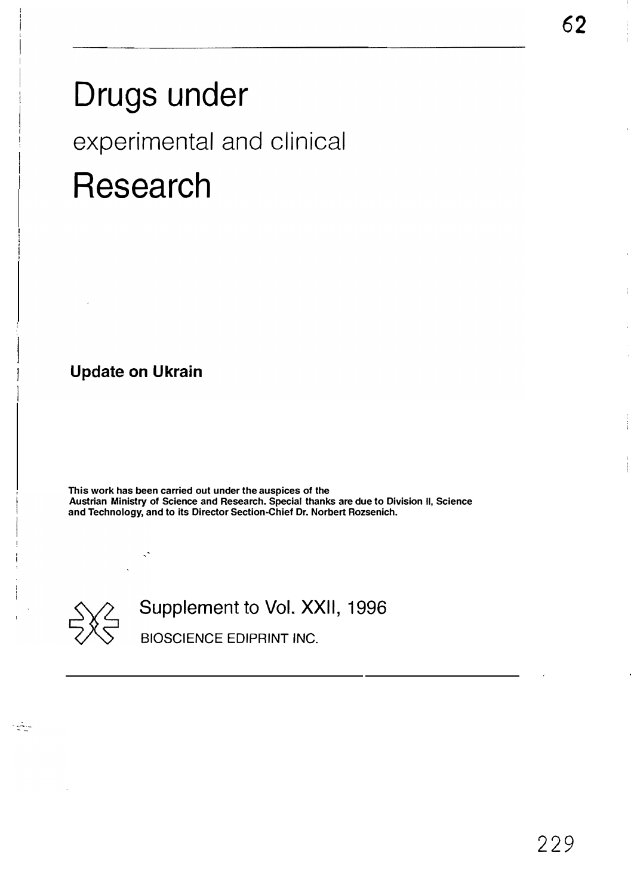# Drugs under

## experimental and clinical

# Research

**Update on Ukrain**

**This work has been carried out under the auspices of the Austrian Ministry of Science and Research. Special thanks are due to Division II, Science and Technology, and to its Director Section-Chief Dr. Norbert Rozsenich.**

Supplement to Vol. XXII, 1996

BIOSCIENCE EDIPRINT INC.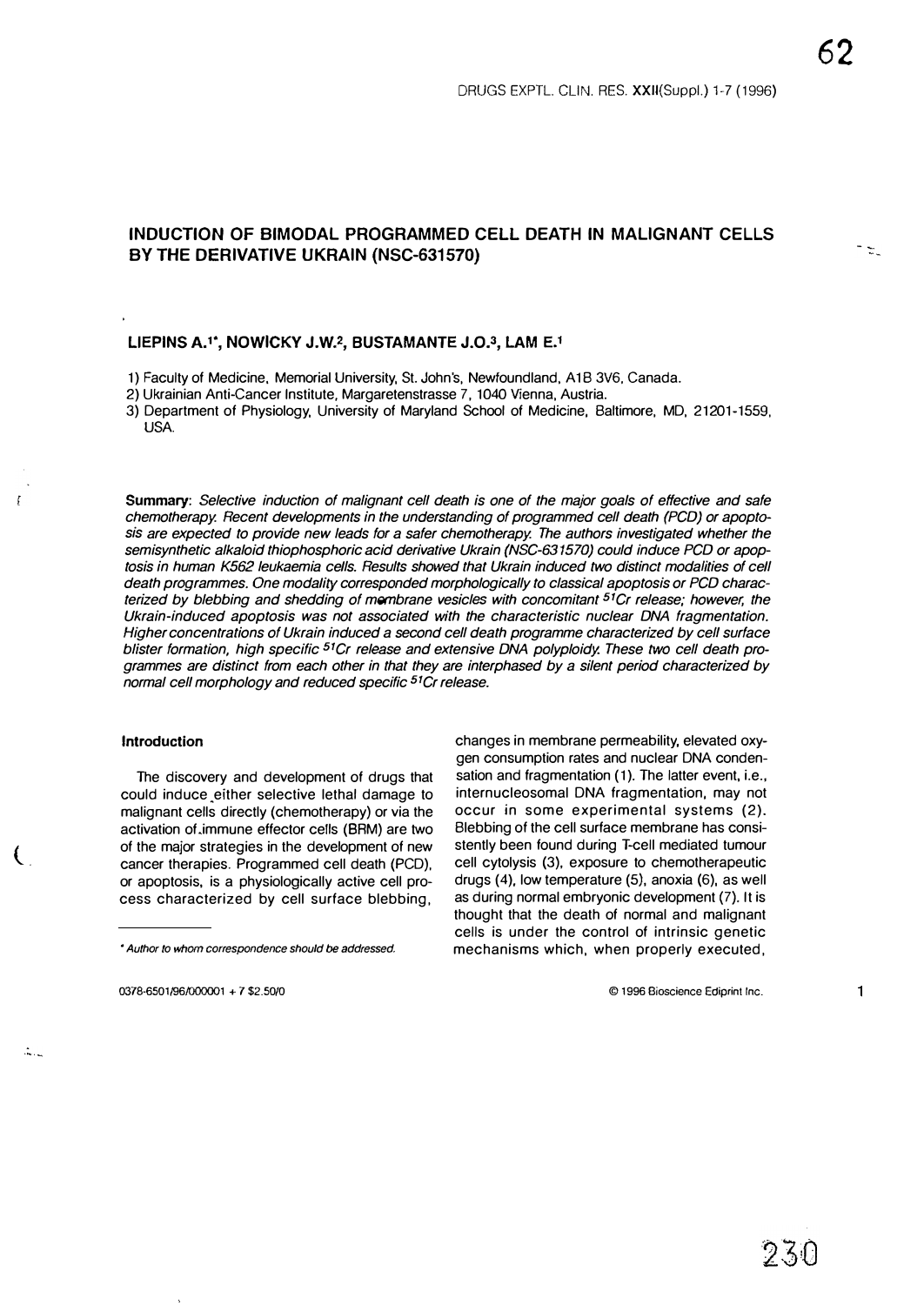# INDUCTION OF BIMODAL PROGRAMMED CELL DEATH IN MALIGNANT CELLS BY THE DERIVATIVE UKRAIN (NSC-631570)

**LIEPINS A.[1*], NOWICKY J.W.[2], BUSTAMANTE J.O.[3], LAM E.[1]**

1) Faculty of Medicine, Memorial University, St. John's, Newfoundland, A1B 3V6, Canada.
2) Ukrainian Anti-Cancer Institute, Margaretenstrasse 7, 1040 Vienna, Austria.
3) Department of Physiology, University of Maryland School of Medicine, Baltimore, MD, 21201-1559, USA.

**Summary**: *Selective induction of malignant cell death is one of the major goals of effective and safe chemotherapy. Recent developments in the understanding of programmed cell death (PCD) or apoptosis are expected to provide new leads for a safer chemotherapy. The authors investigated whether the semisynthetic alkaloid thiophosphoric acid derivative Ukrain (NSC-631570) could induce PCD or apoptosis in human K562 leukaemia cells. Results showed that Ukrain induced two distinct modalities of cell death programmes. One modality corresponded morphologically to classical apoptosis or PCD characterized by blebbing and shedding of membrane vesicles with concomitant $^{51}Cr$ release; however, the Ukrain-induced apoptosis was not associated with the characteristic nuclear DNA fragmentation. Higher concentrations of Ukrain induced a second cell death programme characterized by cell surface blister formation, high specific $^{51}Cr$ release and extensive DNA polyploidy. These two cell death programmes are distinct from each other in that they are interphased by a silent period characterized by normal cell morphology and reduced specific $^{51}Cr$ release.*

## Introduction

The discovery and development of drugs that could induce either selective lethal damage to malignant cells directly (chemotherapy) or via the activation of immune effector cells (BRM) are two of the major strategies in the development of new cancer therapies. Programmed cell death (PCD), or apoptosis, is a physiologically active cell process characterized by cell surface blebbing, changes in membrane permeability, elevated oxygen consumption rates and nuclear DNA condensation and fragmentation (1). The latter event, i.e., internucleosomal DNA fragmentation, may not occur in some experimental systems (2). Blebbing of the cell surface membrane has consistently been found during T-cell mediated tumour cell cytolysis (3), exposure to chemotherapeutic drugs (4), low temperature (5), anoxia (6), as well as during normal embryonic development (7). It is thought that the death of normal and malignant cells is under the control of intrinsic genetic mechanisms which, when properly executed,

\* *Author to whom correspondence should be addressed.*

0378-6501/96/000001 + 7 $2.50/0

© 1996 Bioscience Ediprint Inc.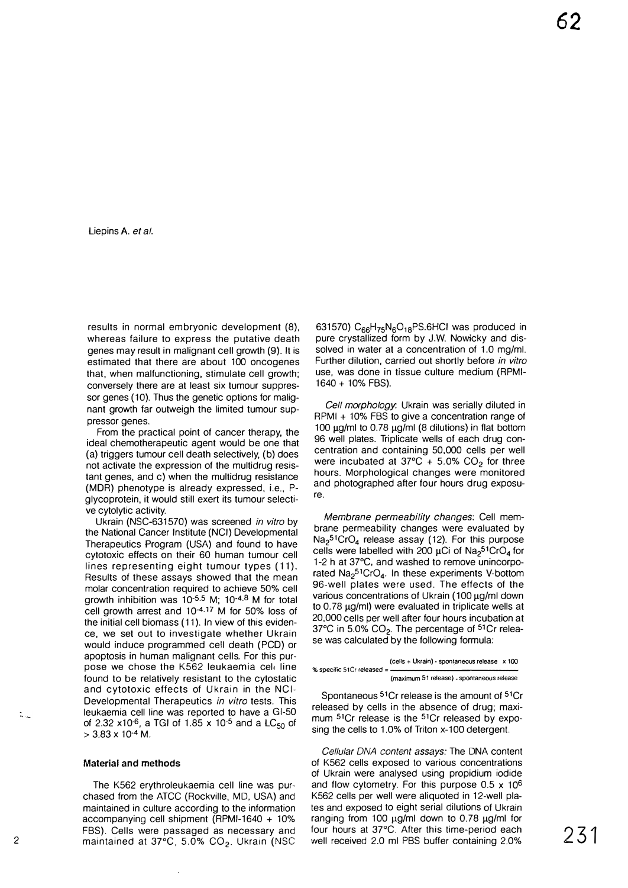results in normal embryonic development (8), whereas failure to express the putative death genes may result in malignant cell growth (9). It is estimated that there are about 100 oncogenes that, when malfunctioning, stimulate cell growth; conversely there are at least six tumour suppressor genes (10). Thus the genetic options for malignant growth far outweigh the limited tumour suppressor genes.

From the practical point of cancer therapy, the ideal chemotherapeutic agent would be one that (a) triggers tumour cell death selectively, (b) does not activate the expression of the multidrug resistant genes, and c) when the multidrug resistance (MDR) phenotype is already expressed, i.e., P-glycoprotein, it would still exert its tumour selective cytolytic activity.

Ukrain (NSC-631570) was screened *in vitro* by the National Cancer Institute (NCI) Developmental Therapeutics Program (USA) and found to have cytotoxic effects on their 60 human tumour cell lines representing eight tumour types (11). Results of these assays showed that the mean molar concentration required to achieve 50% cell growth inhibition was $10^{-5.5}$ M; $10^{-4.8}$ M for total cell growth arrest and $10^{-4.17}$ M for 50% loss of the initial cell biomass (11). In view of this evidence, we set out to investigate whether Ukrain would induce programmed cell death (PCD) or apoptosis in human malignant cells. For this purpose we chose the K562 leukaemia cell line found to be relatively resistant to the cytostatic and cytotoxic effects of Ukrain in the NCI-Developmental Therapeutics *in vitro* tests. This leukaemia cell line was reported to have a GI-50 of $2.32 \times 10^{-6}$, a TGI of $1.85 \times 10^{-5}$ and a $LC_{50}$ of $> 3.83 \times 10^{-4}$ M.

## Material and methods

The K562 erythroleukaemia cell line was purchased from the ATCC (Rockville, MD, USA) and maintained in culture according to the information accompanying cell shipment (RPMI-1640 + 10% FBS). Cells were passaged as necessary and maintained at 37°C, 5.0% $CO_2$. Ukrain (NSC 631570) $C_{66}H_{75}N_6O_{18}PS.6HCl$ was produced in pure crystallized form by J.W. Nowicky and dissolved in water at a concentration of 1.0 mg/ml. Further dilution, carried out shortly before *in vitro* use, was done in tissue culture medium (RPMI-1640 + 10% FBS).

*Cell morphology*: Ukrain was serially diluted in RPMI + 10% FBS to give a concentration range of 100 µg/ml to 0.78 µg/ml (8 dilutions) in flat bottom 96 well plates. Triplicate wells of each drug concentration and containing 50,000 cells per well were incubated at 37°C + 5.0% $CO_2$ for three hours. Morphological changes were monitored and photographed after four hours drug exposure.

*Membrane permeability changes*: Cell membrane permeability changes were evaluated by $Na_2{}^{51}CrO_4$ release assay (12). For this purpose cells were labelled with 200 µCi of $Na_2{}^{51}CrO_4$ for 1-2 h at 37°C, and washed to remove unincorporated $Na_2{}^{51}CrO_4$. In these experiments V-bottom 96-well plates were used. The effects of the various concentrations of Ukrain (100 µg/ml down to 0.78 µg/ml) were evaluated in triplicate wells at 20,000 cells per well after four hours incubation at 37°C in 5.0% $CO_2$. The percentage of $^{51}Cr$ release was calculated by the following formula:

$$\text{\% specific } ^{51}\text{Cr released} = \frac{(\text{cells + Ukrain}) - \text{spontaneous release} \times 100}{(\text{maximum } ^{51}\text{ release}) - \text{spontaneous release}}$$

Spontaneous $^{51}Cr$ release is the amount of $^{51}Cr$ released by cells in the absence of drug; maximum $^{51}Cr$ release is the $^{51}Cr$ released by exposing the cells to 1.0% of Triton x-100 detergent.

*Cellular DNA content assays:* The DNA content of K562 cells exposed to various concentrations of Ukrain were analysed using propidium iodide and flow cytometry. For this purpose $0.5 \times 10^6$ K562 cells per well were aliquoted in 12-well plates and exposed to eight serial dilutions of Ukrain ranging from 100 µg/ml down to 0.78 µg/ml for four hours at 37°C. After this time-period each well received 2.0 ml PBS buffer containing 2.0%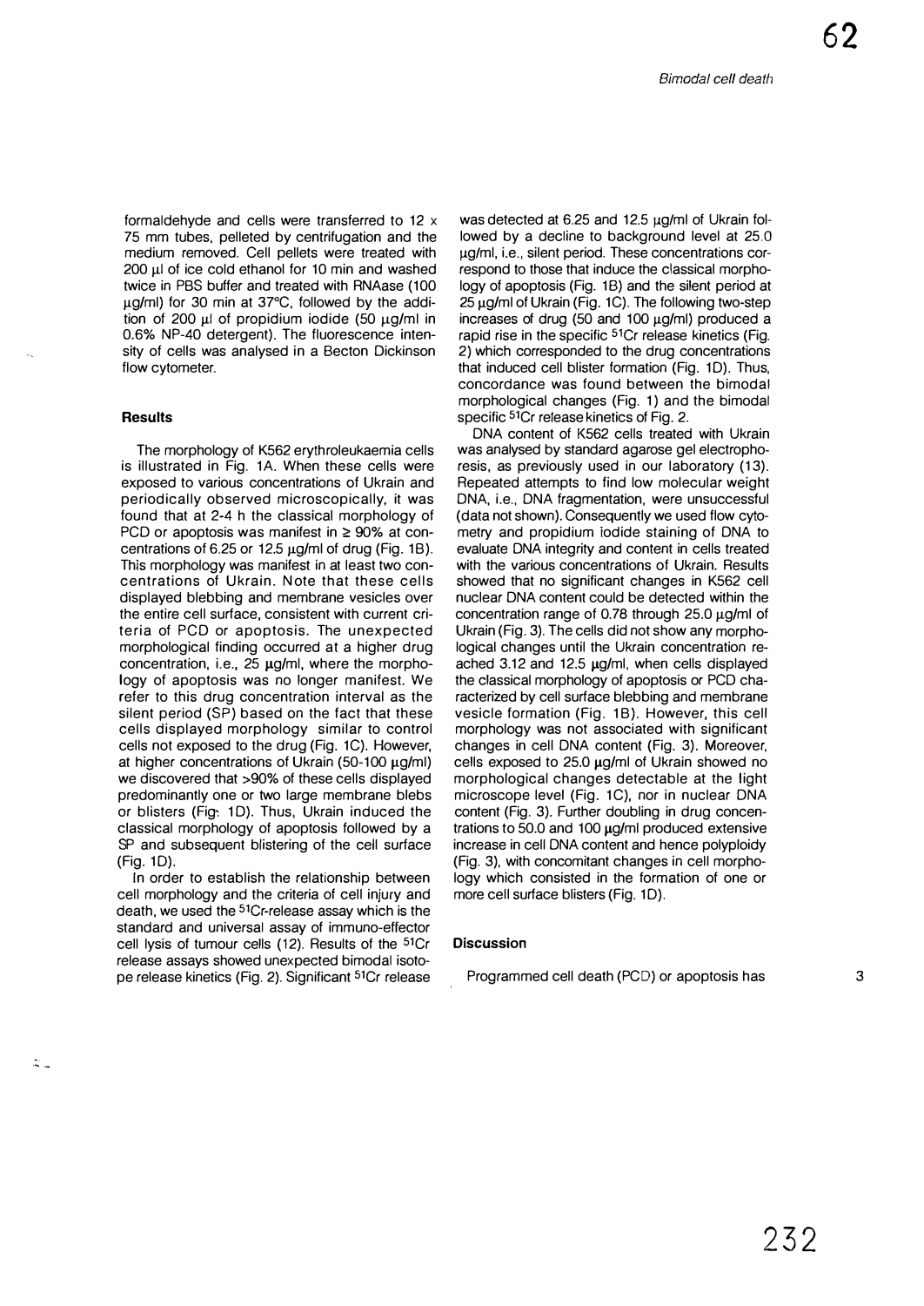formaldehyde and cells were transferred to 12 x 75 mm tubes, pelleted by centrifugation and the medium removed. Cell pellets were treated with 200 µl of ice cold ethanol for 10 min and washed twice in PBS buffer and treated with RNAase (100 µg/ml) for 30 min at 37°C, followed by the addition of 200 µl of propidium iodide (50 µg/ml in 0.6% NP-40 detergent). The fluorescence intensity of cells was analysed in a Becton Dickinson flow cytometer.

## Results

The morphology of K562 erythroleukaemia cells is illustrated in Fig. 1A. When these cells were exposed to various concentrations of Ukrain and periodically observed microscopically, it was found that at 2-4 h the classical morphology of PCD or apoptosis was manifest in ≥ 90% at concentrations of 6.25 or 12.5 µg/ml of drug (Fig. 1B). This morphology was manifest in at least two concentrations of Ukrain. Note that these cells displayed blebbing and membrane vesicles over the entire cell surface, consistent with current criteria of PCD or apoptosis. The unexpected morphological finding occurred at a higher drug concentration, i.e., 25 µg/ml, where the morphology of apoptosis was no longer manifest. We refer to this drug concentration interval as the silent period (SP) based on the fact that these cells displayed morphology similar to control cells not exposed to the drug (Fig. 1C). However, at higher concentrations of Ukrain (50-100 µg/ml) we discovered that >90% of these cells displayed predominantly one or two large membrane blebs or blisters (Fig. 1D). Thus, Ukrain induced the classical morphology of apoptosis followed by a SP and subsequent blistering of the cell surface (Fig. 1D).

In order to establish the relationship between cell morphology and the criteria of cell injury and death, we used the $^{51}$Cr-release assay which is the standard and universal assay of immuno-effector cell lysis of tumour cells (12). Results of the $^{51}$Cr release assays showed unexpected bimodal isotope release kinetics (Fig. 2). Significant $^{51}$Cr release was detected at 6.25 and 12.5 µg/ml of Ukrain followed by a decline to background level at 25.0 µg/ml, i.e., silent period. These concentrations correspond to those that induce the classical morphology of apoptosis (Fig. 1B) and the silent period at 25 µg/ml of Ukrain (Fig. 1C). The following two-step increases of drug (50 and 100 µg/ml) produced a rapid rise in the specific $^{51}$Cr release kinetics (Fig. 2) which corresponded to the drug concentrations that induced cell blister formation (Fig. 1D). Thus, concordance was found between the bimodal morphological changes (Fig. 1) and the bimodal specific $^{51}$Cr release kinetics of Fig. 2.

DNA content of K562 cells treated with Ukrain was analysed by standard agarose gel electrophoresis, as previously used in our laboratory (13). Repeated attempts to find low molecular weight DNA, i.e., DNA fragmentation, were unsuccessful (data not shown). Consequently we used flow cytometry and propidium iodide staining of DNA to evaluate DNA integrity and content in cells treated with the various concentrations of Ukrain. Results showed that no significant changes in K562 cell nuclear DNA content could be detected within the concentration range of 0.78 through 25.0 µg/ml of Ukrain (Fig. 3). The cells did not show any morphological changes until the Ukrain concentration reached 3.12 and 12.5 µg/ml, when cells displayed the classical morphology of apoptosis or PCD characterized by cell surface blebbing and membrane vesicle formation (Fig. 1B). However, this cell morphology was not associated with significant changes in cell DNA content (Fig. 3). Moreover, cells exposed to 25.0 µg/ml of Ukrain showed no morphological changes detectable at the light microscope level (Fig. 1C), nor in nuclear DNA content (Fig. 3). Further doubling in drug concentrations to 50.0 and 100 µg/ml produced extensive increase in cell DNA content and hence polyploidy (Fig. 3), with concomitant changes in cell morphology which consisted in the formation of one or more cell surface blisters (Fig. 1D).

## Discussion

Programmed cell death (PCD) or apoptosis has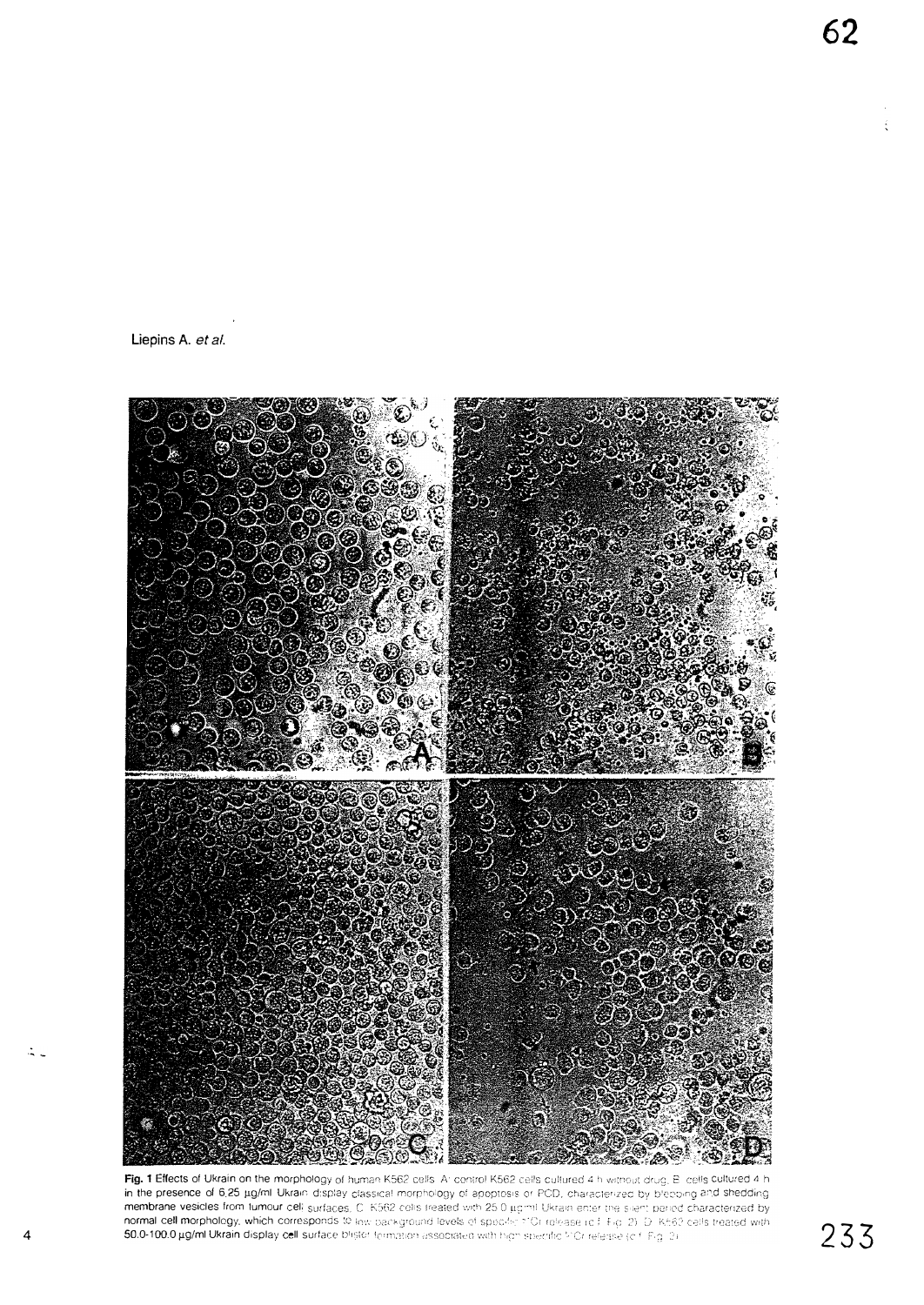**Fig. 1** Effects of Ukrain on the morphology of human K562 cells. A: control K562 cells cultured 4 h without drug. B: cells cultured 4 h in the presence of 6.25 µg/ml Ukrain display classical morphology of apoptosis or PCD, characterized by blebbing and shedding membrane vesicles from tumour cell surfaces. C: K562 cells treated with 25.0 µg/ml Ukrain enter the silent period characterized by normal cell morphology, which corresponds to low background levels of specific $^{51}Cr$ release (cf. Fig. 2). D: K562 cells treated with 50.0-100.0 µg/ml Ukrain display cell surface blister formation associated with high specific $^{51}Cr$ release (cf. Fig. 2).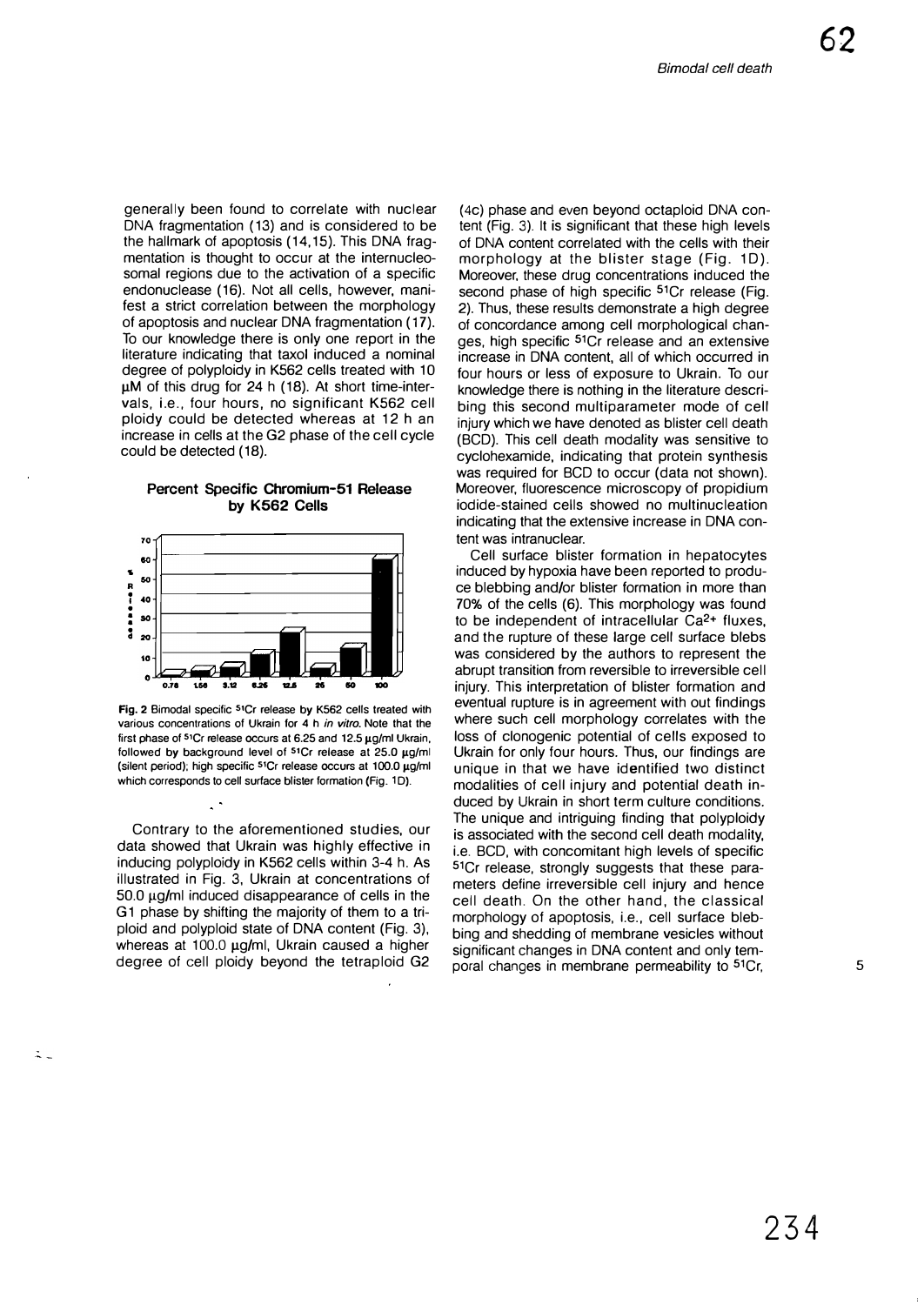generally been found to correlate with nuclear DNA fragmentation (13) and is considered to be the hallmark of apoptosis (14,15). This DNA fragmentation is thought to occur at the internucleosomal regions due to the activation of a specific endonuclease (16). Not all cells, however, manifest a strict correlation between the morphology of apoptosis and nuclear DNA fragmentation (17). To our knowledge there is only one report in the literature indicating that taxol induced a nominal degree of polyploidy in K562 cells treated with 10 µM of this drug for 24 h (18). At short time-intervals, i.e., four hours, no significant K562 cell ploidy could be detected whereas at 12 h an increase in cells at the G2 phase of the cell cycle could be detected (18).

**Percent Specific Chromium-51 Release by K562 Cells**

Fig. 2 Bimodal specific $^{51}Cr$ release by K562 cells treated with various concentrations of Ukrain for 4 h *in vitro*. Note that the first phase of $^{51}Cr$ release occurs at 6.25 and 12.5 µg/ml Ukrain, followed by background level of $^{51}Cr$ release at 25.0 µg/ml (silent period); high specific $^{51}Cr$ release occurs at 100.0 µg/ml which corresponds to cell surface blister formation (Fig. 1D).

Contrary to the aforementioned studies, our data showed that Ukrain was highly effective in inducing polyploidy in K562 cells within 3-4 h. As illustrated in Fig. 3, Ukrain at concentrations of 50.0 µg/ml induced disappearance of cells in the G1 phase by shifting the majority of them to a triploid and polyploid state of DNA content (Fig. 3), whereas at 100.0 µg/ml, Ukrain caused a higher degree of cell ploidy beyond the tetraploid G2 (4c) phase and even beyond octaploid DNA content (Fig. 3). It is significant that these high levels of DNA content correlated with the cells with their morphology at the blister stage (Fig. 1D). Moreover, these drug concentrations induced the second phase of high specific $^{51}Cr$ release (Fig. 2). Thus, these results demonstrate a high degree of concordance among cell morphological changes, high specific $^{51}Cr$ release and an extensive increase in DNA content, all of which occurred in four hours or less of exposure to Ukrain. To our knowledge there is nothing in the literature describing this second multiparameter mode of cell injury which we have denoted as blister cell death (BCD). This cell death modality was sensitive to cyclohexamide, indicating that protein synthesis was required for BCD to occur (data not shown). Moreover, fluorescence microscopy of propidium iodide-stained cells showed no multinucleation indicating that the extensive increase in DNA content was intranuclear.

Cell surface blister formation in hepatocytes induced by hypoxia have been reported to produce blebbing and/or blister formation in more than 70% of the cells (6). This morphology was found to be independent of intracellular $Ca^{2+}$ fluxes, and the rupture of these large cell surface blebs was considered by the authors to represent the abrupt transition from reversible to irreversible cell injury. This interpretation of blister formation and eventual rupture is in agreement with out findings where such cell morphology correlates with the loss of clonogenic potential of cells exposed to Ukrain for only four hours. Thus, our findings are unique in that we have identified two distinct modalities of cell injury and potential death induced by Ukrain in short term culture conditions. The unique and intriguing finding that polyploidy is associated with the second cell death modality, i.e. BCD, with concomitant high levels of specific $^{51}Cr$ release, strongly suggests that these parameters define irreversible cell injury and hence cell death. On the other hand, the classical morphology of apoptosis, i.e., cell surface blebbing and shedding of membrane vesicles without significant changes in DNA content and only temporal changes in membrane permeability to $^{51}Cr$,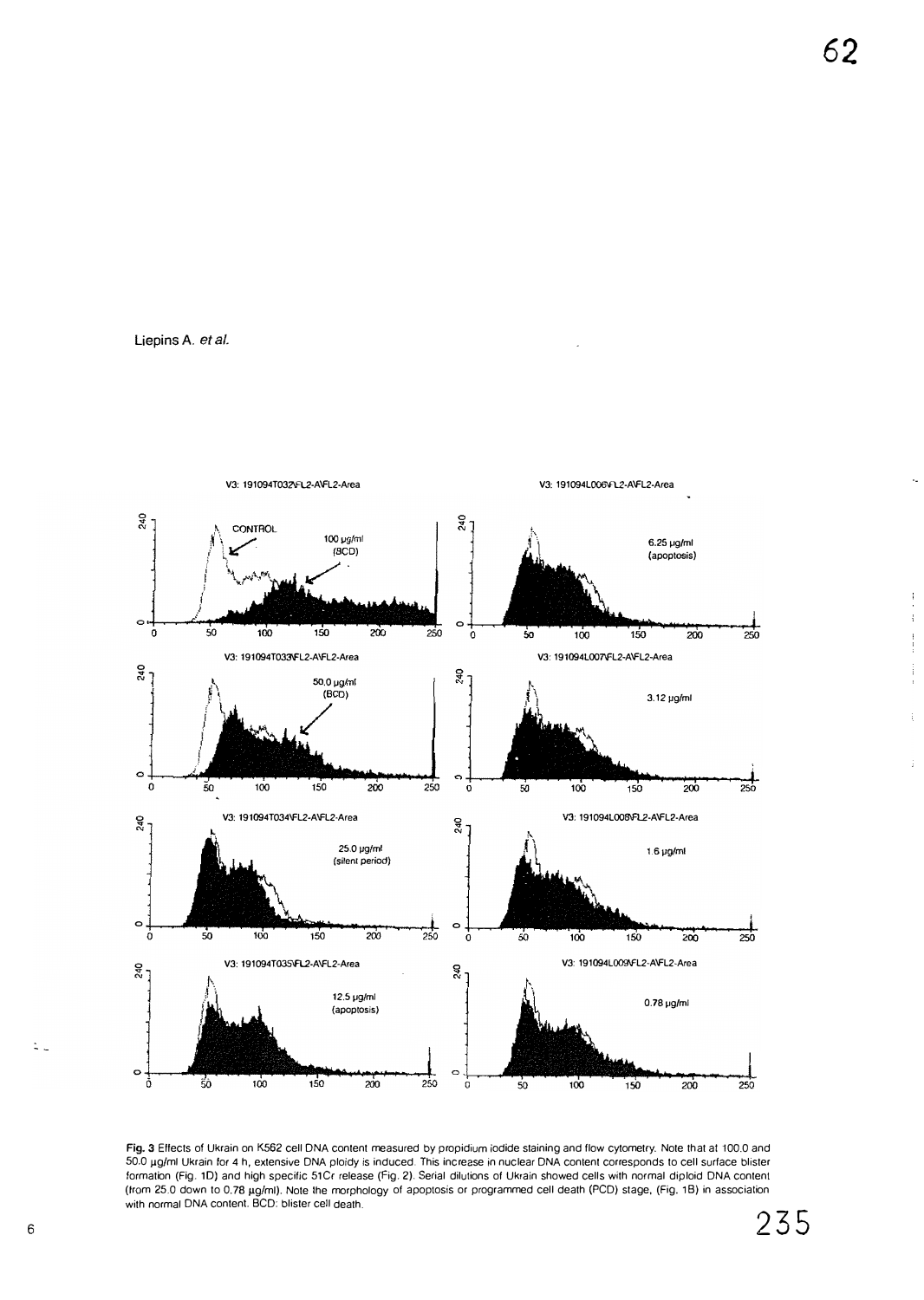**Fig. 3** Effects of Ukrain on K562 cell DNA content measured by propidium iodide staining and flow cytometry. Note that at 100.0 and 50.0 μg/ml Ukrain for 4 h, extensive DNA ploidy is induced. This increase in nuclear DNA content corresponds to cell surface blister formation (Fig. 1D) and high specific 51Cr release (Fig. 2). Serial dilutions of Ukrain showed cells with normal diploid DNA content (from 25.0 down to 0.78 μg/ml). Note the morphology of apoptosis or programmed cell death (PCD) stage, (Fig. 1B) in association with normal DNA content. BCD: blister cell death.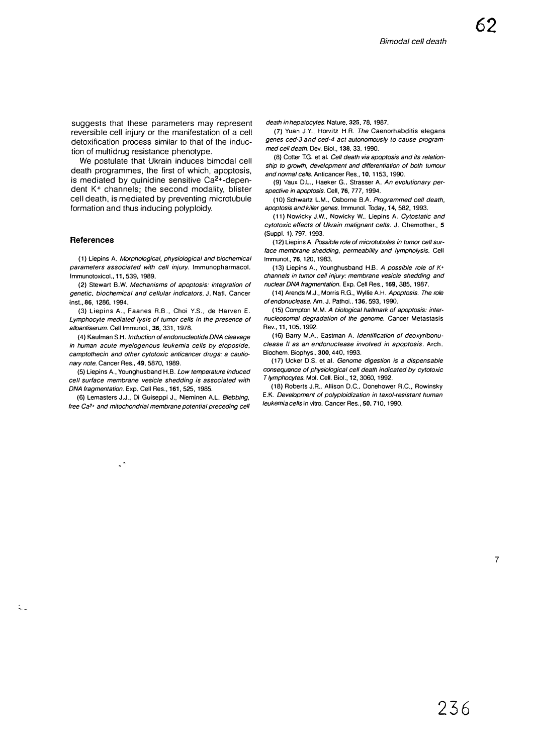suggests that these parameters may represent reversible cell injury or the manifestation of a cell detoxification process similar to that of the induction of multidrug resistance phenotype.

We postulate that Ukrain induces bimodal cell death programmes, the first of which, apoptosis, is mediated by quinidine sensitive $Ca^{2+}$-dependent $K^+$ channels; the second modality, blister cell death, is mediated by preventing microtubule formation and thus inducing polyploidy.

## References

(1) Liepins A. *Morphological, physiological and biochemical parameters associated with cell injury.* Immunopharmacol. Immunotoxicol., **11**, 539, 1989.

(2) Stewart B.W. *Mechanisms of apoptosis: integration of genetic, biochemical and cellular indicators.* J. Natl. Cancer Inst., **86**, 1286, 1994.

(3) Liepins A., Faanes R.B., Choi Y.S., de Harven E. *Lymphocyte mediated lysis of tumor cells in the presence of alloantiserum.* Cell Immunol., **36**, 331, 1978.

(4) Kaufman S.H. *Induction of endonucleotide DNA cleavage in human acute myelogenous leukemia cells by etoposide, camptothecin and other cytotoxic anticancer drugs: a cautionary note.* Cancer Res., **49**, 5870, 1989.

(5) Liepins A., Younghusband H.B. *Low temperature induced cell surface membrane vesicle shedding is associated with DNA fragmentation.* Exp. Cell Res., **161**, 525, 1985.

(6) Lemasters J.J., Di Guiseppi J., Nieminen A.L. *Blebbing, free $Ca^{2+}$ and mitochondrial membrane potential preceding cell death in hepatocytes.* Nature, **325**, 78, 1987.

(7) Yuan J.Y., Horvitz H.R. *The* Caenorhabditis elegans *genes ced-3 and ced-4 act autonomously to cause programmed cell death.* Dev. Biol., **138**, 33, 1990.

(8) Cotter T.G. et al. *Cell death via apoptosis and its relationship to growth, development and differentiation of both tumour and normal cells.* Anticancer Res., **10**, 1153, 1990.

(9) Vaux D.L., Haeker G., Strasser A. *An evolutionary perspective in apoptosis.* Cell, **76**, 777, 1994.

(10) Schwartz L.M., Osborne B.A. *Programmed cell death, apoptosis and killer genes.* Immunol. Today, **14**, 582, 1993.

(11) Nowicky J.W., Nowicky W., Liepins A. *Cytostatic and cytotoxic effects of Ukrain malignant cells.* J. Chemother., **5** (Suppl. 1), 797, 1993.

(12) Liepins A. *Possible role of microtubules in tumor cell surface membrane shedding, permeability and lympholysis.* Cell Immunol., **76**, 120, 1983.

(13) Liepins A., Younghusband H.B. *A possible role of $K^+$ channels in tumor cell injury: membrane vesicle shedding and nuclear DNA fragmentation.* Exp. Cell Res., **169**, 385, 1987.

(14) Arends M.J., Morris R.G., Wyllie A.H. *Apoptosis. The role of endonuclease.* Am. J. Pathol., **136**, 593, 1990.

(15) Compton M.M. *A biological hallmark of apoptosis: internucleosomal degradation of the genome.* Cancer Metastasis Rev., **11**, 105, 1992.

(16) Barry M.A., Eastman A. *Identification of deoxyribonuclease II as an endonuclease involved in apoptosis.* Arch. Biochem. Biophys., **300**, 440, 1993.

(17) Ucker D.S. et al. *Genome digestion is a dispensable consequence of physiological cell death indicated by cytotoxic T lymphocytes.* Mol. Cell. Biol., **12**, 3060, 1992.

(18) Roberts J.R., Allison D.C., Donehower R.C., Rowinsky E.K. *Development of polyploidization in taxol-resistant human leukemia cells* in vitro. Cancer Res., **50**, 710, 1990.